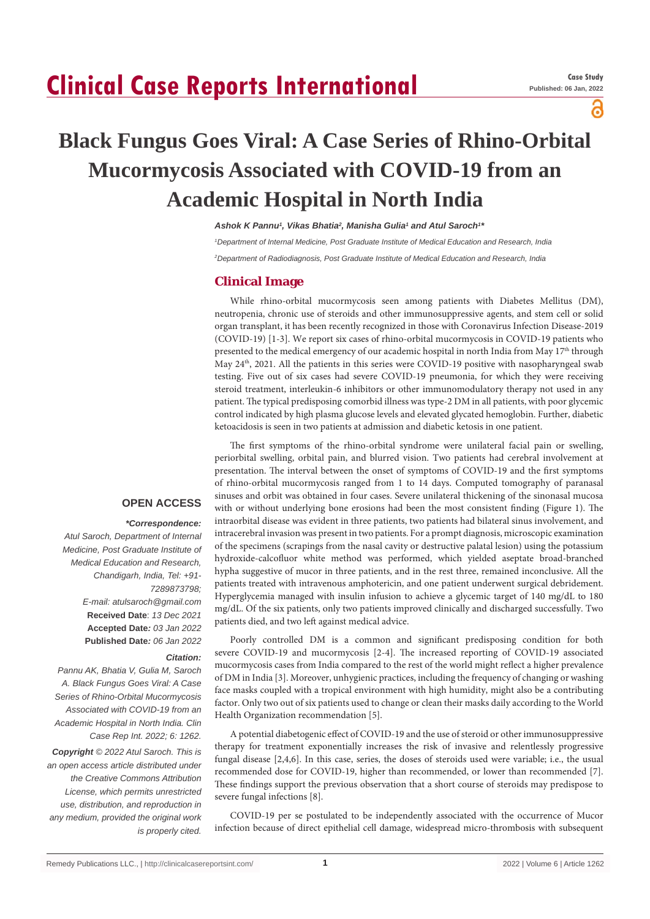Clinical Case Reports International

Case Study
Published: 06 Jan, 2022

# Black Fungus Goes Viral: A Case Series of Rhino-Orbital Mucormycosis Associated with COVID-19 from an Academic Hospital in North India

*Ashok K Pannu[1], Vikas Bhatia[2], Manisha Gulia[1] and Atul Saroch[1]**

[1]Department of Internal Medicine, Post Graduate Institute of Medical Education and Research, India

[2]Department of Radiodiagnosis, Post Graduate Institute of Medical Education and Research, India

## Clinical Image

While rhino-orbital mucormycosis seen among patients with Diabetes Mellitus (DM), neutropenia, chronic use of steroids and other immunosuppressive agents, and stem cell or solid organ transplant, it has been recently recognized in those with Coronavirus Infection Disease-2019 (COVID-19) [1-3]. We report six cases of rhino-orbital mucormycosis in COVID-19 patients who presented to the medical emergency of our academic hospital in north India from May 17th through May 24th, 2021. All the patients in this series were COVID-19 positive with nasopharyngeal swab testing. Five out of six cases had severe COVID-19 pneumonia, for which they were receiving steroid treatment, interleukin-6 inhibitors or other immunomodulatory therapy not used in any patient. The typical predisposing comorbid illness was type-2 DM in all patients, with poor glycemic control indicated by high plasma glucose levels and elevated glycated hemoglobin. Further, diabetic ketoacidosis is seen in two patients at admission and diabetic ketosis in one patient.

The first symptoms of the rhino-orbital syndrome were unilateral facial pain or swelling, periorbital swelling, orbital pain, and blurred vision. Two patients had cerebral involvement at presentation. The interval between the onset of symptoms of COVID-19 and the first symptoms of rhino-orbital mucormycosis ranged from 1 to 14 days. Computed tomography of paranasal sinuses and orbit was obtained in four cases. Severe unilateral thickening of the sinonasal mucosa with or without underlying bone erosions had been the most consistent finding (Figure 1). The intraorbital disease was evident in three patients, two patients had bilateral sinus involvement, and intracerebral invasion was present in two patients. For a prompt diagnosis, microscopic examination of the specimens (scrapings from the nasal cavity or destructive palatal lesion) using the potassium hydroxide-calcofluor white method was performed, which yielded aseptate broad-branched hypha suggestive of mucor in three patients, and in the rest three, remained inconclusive. All the patients treated with intravenous amphotericin, and one patient underwent surgical debridement. Hyperglycemia managed with insulin infusion to achieve a glycemic target of 140 mg/dL to 180 mg/dL. Of the six patients, only two patients improved clinically and discharged successfully. Two patients died, and two left against medical advice.

Poorly controlled DM is a common and significant predisposing condition for both severe COVID-19 and mucormycosis [2-4]. The increased reporting of COVID-19 associated mucormycosis cases from India compared to the rest of the world might reflect a higher prevalence of DM in India [3]. Moreover, unhygienic practices, including the frequency of changing or washing face masks coupled with a tropical environment with high humidity, might also be a contributing factor. Only two out of six patients used to change or clean their masks daily according to the World Health Organization recommendation [5].

A potential diabetogenic effect of COVID-19 and the use of steroid or other immunosuppressive therapy for treatment exponentially increases the risk of invasive and relentlessly progressive fungal disease [2,4,6]. In this case, series, the doses of steroids used were variable; i.e., the usual recommended dose for COVID-19, higher than recommended, or lower than recommended [7]. These findings support the previous observation that a short course of steroids may predispose to severe fungal infections [8].

COVID-19 per se postulated to be independently associated with the occurrence of Mucor infection because of direct epithelial cell damage, widespread micro-thrombosis with subsequent

**OPEN ACCESS**

***Correspondence:***
*Atul Saroch, Department of Internal Medicine, Post Graduate Institute of Medical Education and Research, Chandigarh, India, Tel: +91-7289873798;*
*E-mail: atulsaroch@gmail.com*
**Received Date**: *13 Dec 2021*
**Accepted Date:** *03 Jan 2022*
**Published Date:** *06 Jan 2022*

***Citation:***
*Pannu AK, Bhatia V, Gulia M, Saroch A. Black Fungus Goes Viral: A Case Series of Rhino-Orbital Mucormycosis Associated with COVID-19 from an Academic Hospital in North India. Clin Case Rep Int. 2022; 6: 1262.*

***Copyright** © 2022 Atul Saroch. This is an open access article distributed under the Creative Commons Attribution License, which permits unrestricted use, distribution, and reproduction in any medium, provided the original work is properly cited.*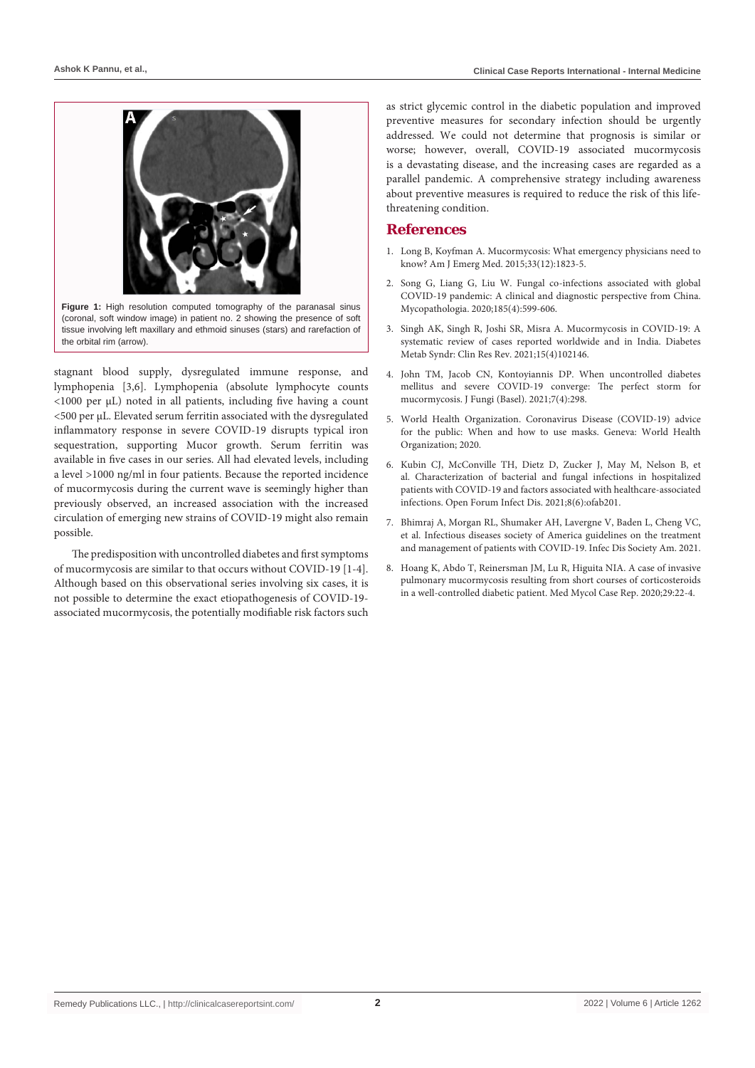**Figure 1:** High resolution computed tomography of the paranasal sinus (coronal, soft window image) in patient no. 2 showing the presence of soft tissue involving left maxillary and ethmoid sinuses (stars) and rarefaction of the orbital rim (arrow).

stagnant blood supply, dysregulated immune response, and lymphopenia [3,6]. Lymphopenia (absolute lymphocyte counts <1000 per μL) noted in all patients, including five having a count <500 per μL. Elevated serum ferritin associated with the dysregulated inflammatory response in severe COVID-19 disrupts typical iron sequestration, supporting Mucor growth. Serum ferritin was available in five cases in our series. All had elevated levels, including a level >1000 ng/ml in four patients. Because the reported incidence of mucormycosis during the current wave is seemingly higher than previously observed, an increased association with the increased circulation of emerging new strains of COVID-19 might also remain possible.

The predisposition with uncontrolled diabetes and first symptoms of mucormycosis are similar to that occurs without COVID-19 [1-4]. Although based on this observational series involving six cases, it is not possible to determine the exact etiopathogenesis of COVID-19-associated mucormycosis, the potentially modifiable risk factors such as strict glycemic control in the diabetic population and improved preventive measures for secondary infection should be urgently addressed. We could not determine that prognosis is similar or worse; however, overall, COVID-19 associated mucormycosis is a devastating disease, and the increasing cases are regarded as a parallel pandemic. A comprehensive strategy including awareness about preventive measures is required to reduce the risk of this life-threatening condition.

## References

1. Long B, Koyfman A. Mucormycosis: What emergency physicians need to know? Am J Emerg Med. 2015;33(12):1823-5.
2. Song G, Liang G, Liu W. Fungal co-infections associated with global COVID-19 pandemic: A clinical and diagnostic perspective from China. Mycopathologia. 2020;185(4):599-606.
3. Singh AK, Singh R, Joshi SR, Misra A. Mucormycosis in COVID-19: A systematic review of cases reported worldwide and in India. Diabetes Metab Syndr: Clin Res Rev. 2021;15(4)102146.
4. John TM, Jacob CN, Kontoyiannis DP. When uncontrolled diabetes mellitus and severe COVID-19 converge: The perfect storm for mucormycosis. J Fungi (Basel). 2021;7(4):298.
5. World Health Organization. Coronavirus Disease (COVID-19) advice for the public: When and how to use masks. Geneva: World Health Organization; 2020.
6. Kubin CJ, McConville TH, Dietz D, Zucker J, May M, Nelson B, et al. Characterization of bacterial and fungal infections in hospitalized patients with COVID-19 and factors associated with healthcare-associated infections. Open Forum Infect Dis. 2021;8(6):ofab201.
7. Bhimraj A, Morgan RL, Shumaker AH, Lavergne V, Baden L, Cheng VC, et al. Infectious diseases society of America guidelines on the treatment and management of patients with COVID-19. Infec Dis Society Am. 2021.
8. Hoang K, Abdo T, Reinersman JM, Lu R, Higuita NIA. A case of invasive pulmonary mucormycosis resulting from short courses of corticosteroids in a well-controlled diabetic patient. Med Mycol Case Rep. 2020;29:22-4.